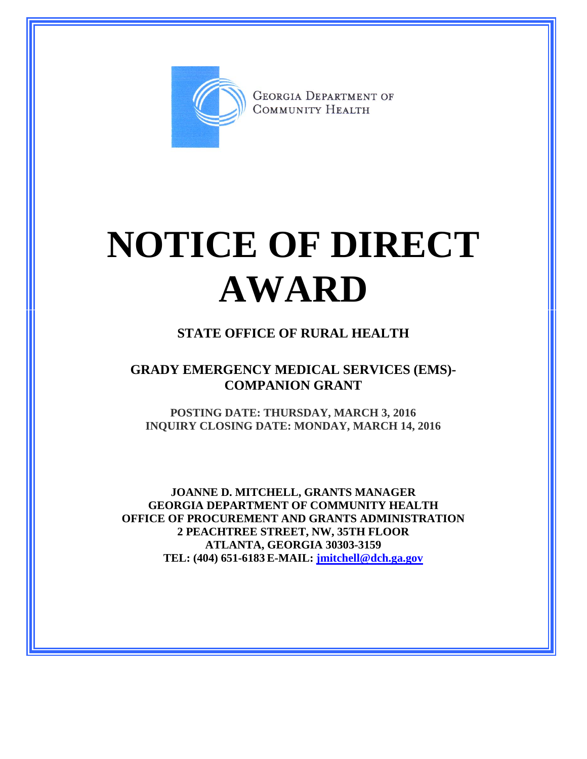GEORGIA DEPARTMENT OF COMMUNITY HEALTH

# NOTICE OF DIRECT AWARD

## STATE OFFICE OF RURAL HEALTH

## GRADY EMERGENCY MEDICAL SERVICES (EMS)-COMPANION GRANT

**POSTING DATE: THURSDAY, MARCH 3, 2016**
**INQUIRY CLOSING DATE: MONDAY, MARCH 14, 2016**

**JOANNE D. MITCHELL, GRANTS MANAGER**
**GEORGIA DEPARTMENT OF COMMUNITY HEALTH**
**OFFICE OF PROCUREMENT AND GRANTS ADMINISTRATION**
**2 PEACHTREE STREET, NW, 35TH FLOOR**
**ATLANTA, GEORGIA 30303-3159**
**TEL: (404) 651-6183 E-MAIL: jmitchell@dch.ga.gov**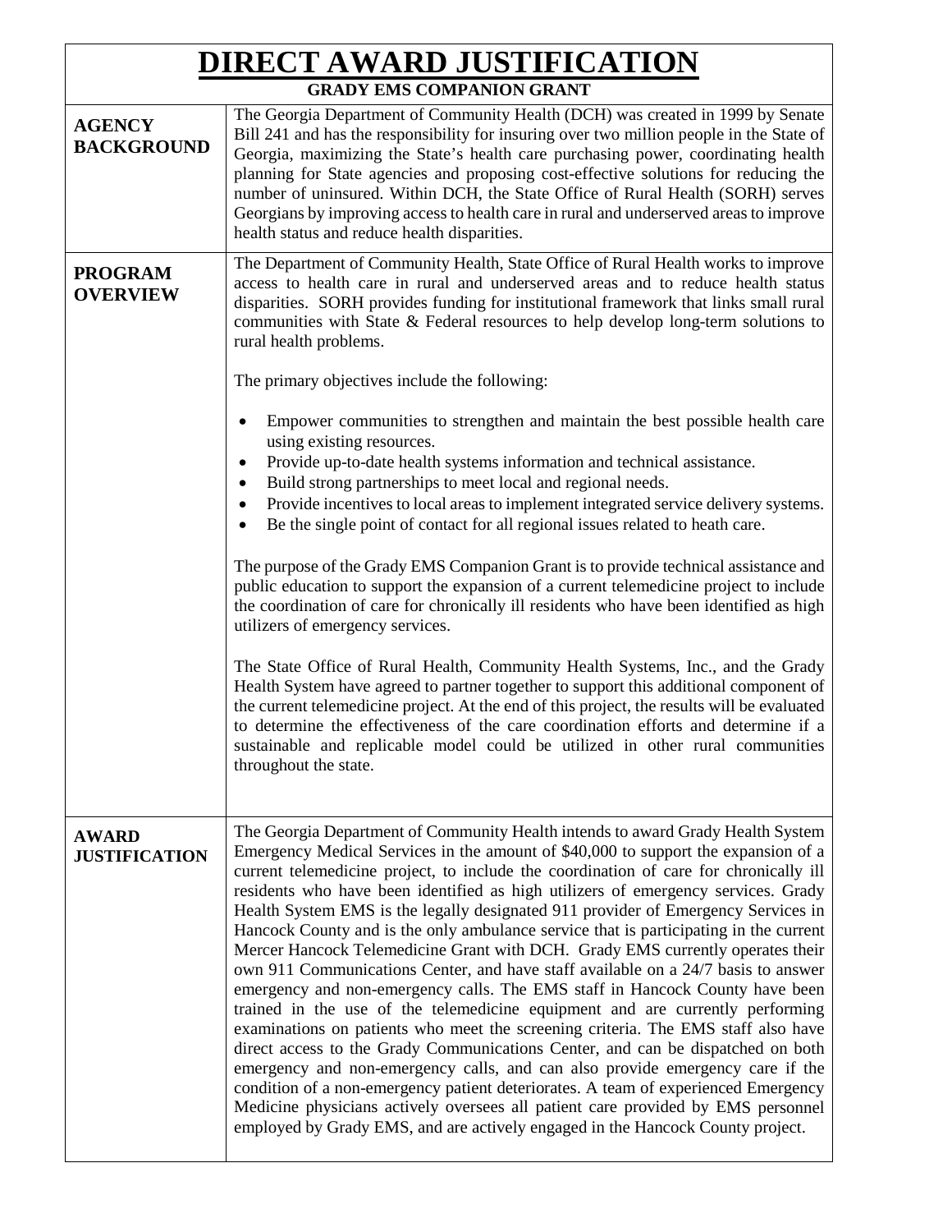# DIRECT AWARD JUSTIFICATION

**GRADY EMS COMPANION GRANT**

| | |
|---|---|
| **AGENCY BACKGROUND** | The Georgia Department of Community Health (DCH) was created in 1999 by Senate Bill 241 and has the responsibility for insuring over two million people in the State of Georgia, maximizing the State's health care purchasing power, coordinating health planning for State agencies and proposing cost-effective solutions for reducing the number of uninsured. Within DCH, the State Office of Rural Health (SORH) serves Georgians by improving access to health care in rural and underserved areas to improve health status and reduce health disparities. |
| **PROGRAM OVERVIEW** | The Department of Community Health, State Office of Rural Health works to improve access to health care in rural and underserved areas and to reduce health status disparities. SORH provides funding for institutional framework that links small rural communities with State & Federal resources to help develop long-term solutions to rural health problems.<br><br>The primary objectives include the following:<br><br>• Empower communities to strengthen and maintain the best possible health care using existing resources.<br>• Provide up-to-date health systems information and technical assistance.<br>• Build strong partnerships to meet local and regional needs.<br>• Provide incentives to local areas to implement integrated service delivery systems.<br>• Be the single point of contact for all regional issues related to heath care.<br><br>The purpose of the Grady EMS Companion Grant is to provide technical assistance and public education to support the expansion of a current telemedicine project to include the coordination of care for chronically ill residents who have been identified as high utilizers of emergency services.<br><br>The State Office of Rural Health, Community Health Systems, Inc., and the Grady Health System have agreed to partner together to support this additional component of the current telemedicine project. At the end of this project, the results will be evaluated to determine the effectiveness of the care coordination efforts and determine if a sustainable and replicable model could be utilized in other rural communities throughout the state. |
| **AWARD JUSTIFICATION** | The Georgia Department of Community Health intends to award Grady Health System Emergency Medical Services in the amount of $40,000 to support the expansion of a current telemedicine project, to include the coordination of care for chronically ill residents who have been identified as high utilizers of emergency services. Grady Health System EMS is the legally designated 911 provider of Emergency Services in Hancock County and is the only ambulance service that is participating in the current Mercer Hancock Telemedicine Grant with DCH. Grady EMS currently operates their own 911 Communications Center, and have staff available on a 24/7 basis to answer emergency and non-emergency calls. The EMS staff in Hancock County have been trained in the use of the telemedicine equipment and are currently performing examinations on patients who meet the screening criteria. The EMS staff also have direct access to the Grady Communications Center, and can be dispatched on both emergency and non-emergency calls, and can also provide emergency care if the condition of a non-emergency patient deteriorates. A team of experienced Emergency Medicine physicians actively oversees all patient care provided by EMS personnel employed by Grady EMS, and are actively engaged in the Hancock County project. |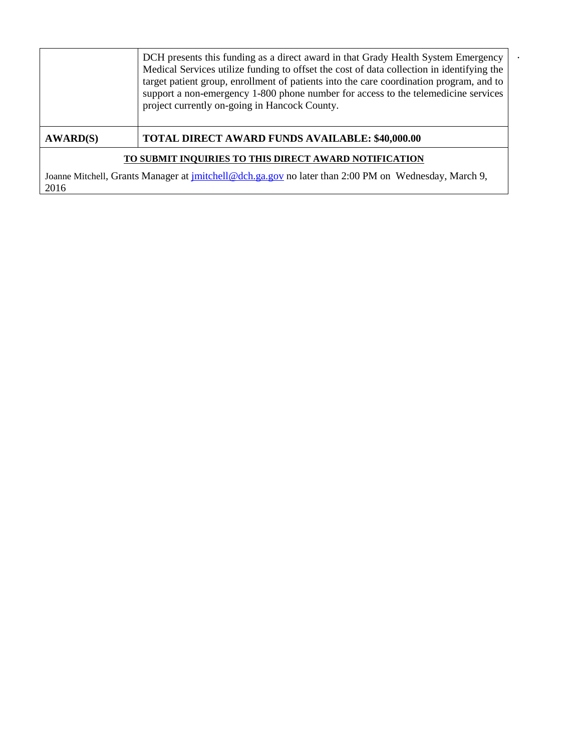| | |
|---|---|
| | DCH presents this funding as a direct award in that Grady Health System Emergency Medical Services utilize funding to offset the cost of data collection in identifying the target patient group, enrollment of patients into the care coordination program, and to support a non-emergency 1-800 phone number for access to the telemedicine services project currently on-going in Hancock County. |
| **AWARD(S)** | **TOTAL DIRECT AWARD FUNDS AVAILABLE: $40,000.00** |

**TO SUBMIT INQUIRIES TO THIS DIRECT AWARD NOTIFICATION**

Joanne Mitchell, Grants Manager at jmitchell@dch.ga.gov no later than 2:00 PM on Wednesday, March 9, 2016